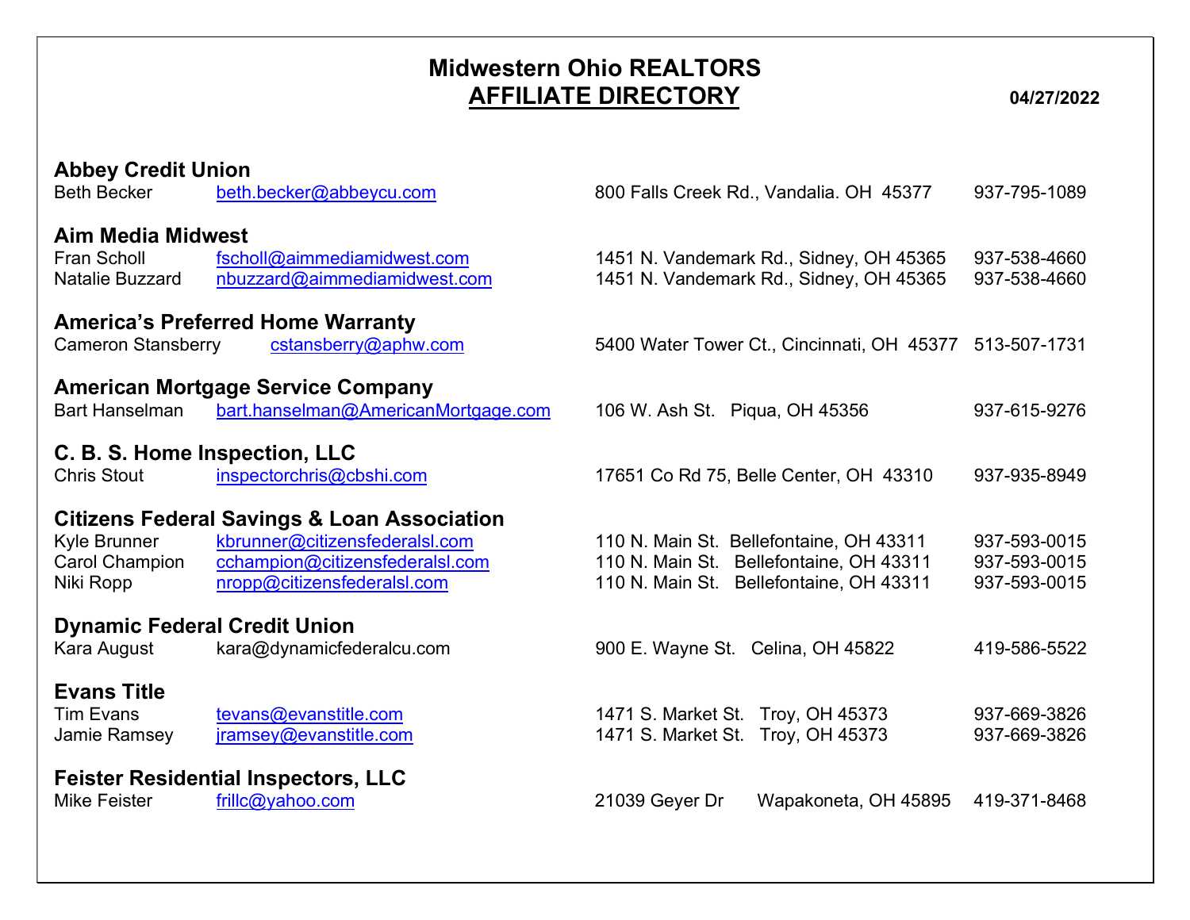# Midwestern Ohio REALTORS
## AFFILIATE DIRECTORY

**04/27/2022**

### Abbey Credit Union

| | | | |
|---|---|---|---|
| Beth Becker | beth.becker@abbeycu.com | 800 Falls Creek Rd., Vandalia. OH 45377 | 937-795-1089 |

### Aim Media Midwest

| | | | |
|---|---|---|---|
| Fran Scholl | fscholl@aimmediamidwest.com | 1451 N. Vandemark Rd., Sidney, OH 45365 | 937-538-4660 |
| Natalie Buzzard | nbuzzard@aimmediamidwest.com | 1451 N. Vandemark Rd., Sidney, OH 45365 | 937-538-4660 |

### America's Preferred Home Warranty

| | | | |
|---|---|---|---|
| Cameron Stansberry | cstansberry@aphw.com | 5400 Water Tower Ct., Cincinnati, OH 45377 | 513-507-1731 |

### American Mortgage Service Company

| | | | |
|---|---|---|---|
| Bart Hanselman | bart.hanselman@AmericanMortgage.com | 106 W. Ash St. Piqua, OH 45356 | 937-615-9276 |

### C. B. S. Home Inspection, LLC

| | | | |
|---|---|---|---|
| Chris Stout | inspectorchris@cbshi.com | 17651 Co Rd 75, Belle Center, OH 43310 | 937-935-8949 |

### Citizens Federal Savings & Loan Association

| | | | |
|---|---|---|---|
| Kyle Brunner | kbrunner@citizensfederalsl.com | 110 N. Main St. Bellefontaine, OH 43311 | 937-593-0015 |
| Carol Champion | cchampion@citizensfederalsl.com | 110 N. Main St. Bellefontaine, OH 43311 | 937-593-0015 |
| Niki Ropp | nropp@citizensfederalsl.com | 110 N. Main St. Bellefontaine, OH 43311 | 937-593-0015 |

### Dynamic Federal Credit Union

| | | | |
|---|---|---|---|
| Kara August | kara@dynamicfederalcu.com | 900 E. Wayne St. Celina, OH 45822 | 419-586-5522 |

### Evans Title

| | | | |
|---|---|---|---|
| Tim Evans | tevans@evanstitle.com | 1471 S. Market St. Troy, OH 45373 | 937-669-3826 |
| Jamie Ramsey | jramsey@evanstitle.com | 1471 S. Market St. Troy, OH 45373 | 937-669-3826 |

### Feister Residential Inspectors, LLC

| | | | |
|---|---|---|---|
| Mike Feister | frillc@yahoo.com | 21039 Geyer Dr Wapakoneta, OH 45895 | 419-371-8468 |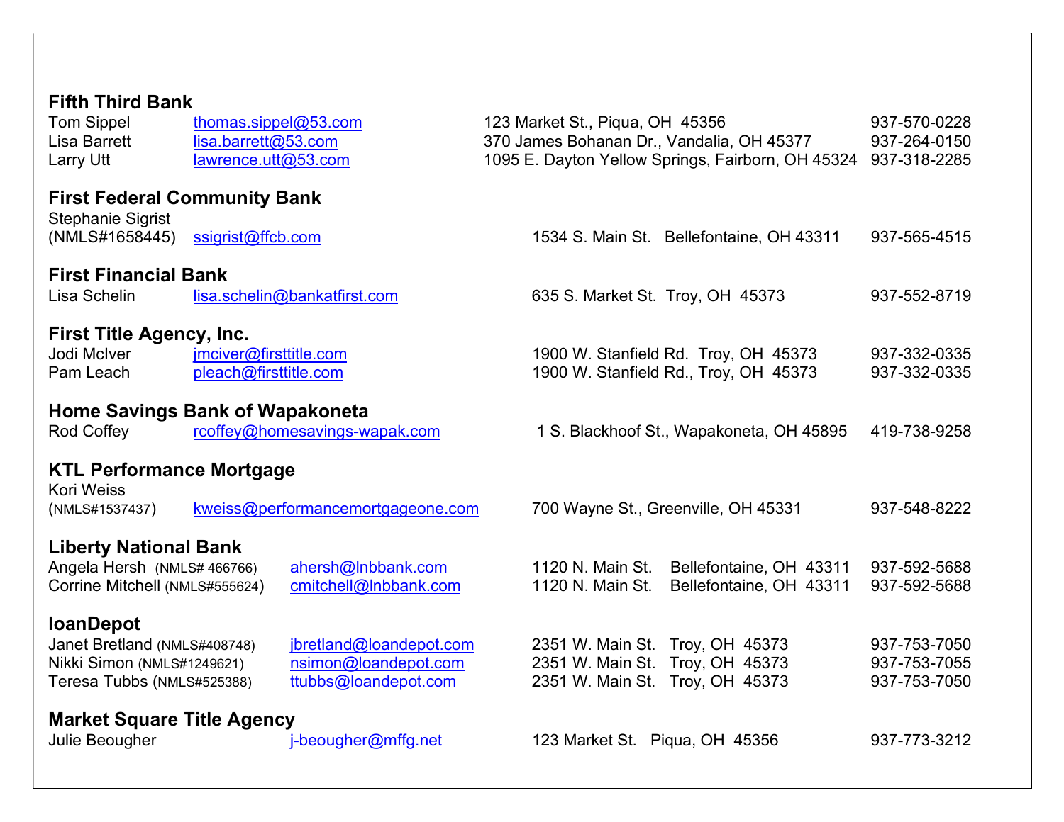**Fifth Third Bank**

| | | | |
|---|---|---|---|
| Tom Sippel | thomas.sippel@53.com | 123 Market St., Piqua, OH 45356 | 937-570-0228 |
| Lisa Barrett | lisa.barrett@53.com | 370 James Bohanan Dr., Vandalia, OH 45377 | 937-264-0150 |
| Larry Utt | lawrence.utt@53.com | 1095 E. Dayton Yellow Springs, Fairborn, OH 45324 | 937-318-2285 |

**First Federal Community Bank**

| | | | |
|---|---|---|---|
| Stephanie Sigrist (NMLS#1658445) | ssigrist@ffcb.com | 1534 S. Main St. Bellefontaine, OH 43311 | 937-565-4515 |

**First Financial Bank**

| | | | |
|---|---|---|---|
| Lisa Schelin | lisa.schelin@bankatfirst.com | 635 S. Market St. Troy, OH 45373 | 937-552-8719 |

**First Title Agency, Inc.**

| | | | |
|---|---|---|---|
| Jodi McIver | jmciver@firsttitle.com | 1900 W. Stanfield Rd. Troy, OH 45373 | 937-332-0335 |
| Pam Leach | pleach@firsttitle.com | 1900 W. Stanfield Rd., Troy, OH 45373 | 937-332-0335 |

**Home Savings Bank of Wapakoneta**

| | | | |
|---|---|---|---|
| Rod Coffey | rcoffey@homesavings-wapak.com | 1 S. Blackhoof St., Wapakoneta, OH 45895 | 419-738-9258 |

**KTL Performance Mortgage**

| | | | |
|---|---|---|---|
| Kori Weiss (NMLS#1537437) | kweiss@performancemortgageone.com | 700 Wayne St., Greenville, OH 45331 | 937-548-8222 |

**Liberty National Bank**

| | | | |
|---|---|---|---|
| Angela Hersh (NMLS# 466766) | ahersh@lnbbank.com | 1120 N. Main St. Bellefontaine, OH 43311 | 937-592-5688 |
| Corrine Mitchell (NMLS#555624) | cmitchell@lnbbank.com | 1120 N. Main St. Bellefontaine, OH 43311 | 937-592-5688 |

**loanDepot**

| | | | |
|---|---|---|---|
| Janet Bretland (NMLS#408748) | jbretland@loandepot.com | 2351 W. Main St. Troy, OH 45373 | 937-753-7050 |
| Nikki Simon (NMLS#1249621) | nsimon@loandepot.com | 2351 W. Main St. Troy, OH 45373 | 937-753-7055 |
| Teresa Tubbs (NMLS#525388) | ttubbs@loandepot.com | 2351 W. Main St. Troy, OH 45373 | 937-753-7050 |

**Market Square Title Agency**

| | | | |
|---|---|---|---|
| Julie Beougher | j-beougher@mffg.net | 123 Market St. Piqua, OH 45356 | 937-773-3212 |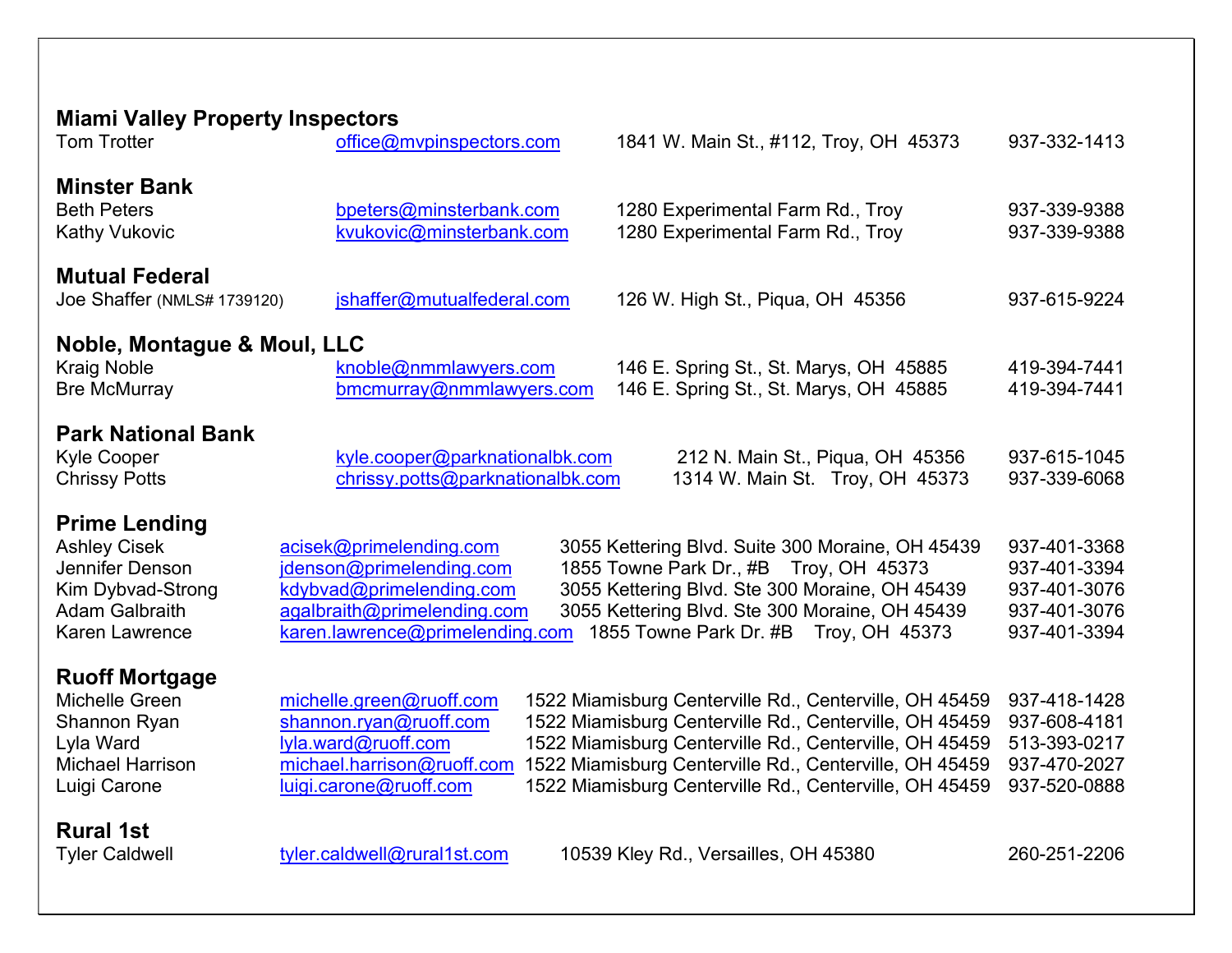**Miami Valley Property Inspectors**

| | | | |
|---|---|---|---|
| Tom Trotter | office@mvpinspectors.com | 1841 W. Main St., #112, Troy, OH 45373 | 937-332-1413 |

**Minster Bank**

| | | | |
|---|---|---|---|
| Beth Peters | bpeters@minsterbank.com | 1280 Experimental Farm Rd., Troy | 937-339-9388 |
| Kathy Vukovic | kvukovic@minsterbank.com | 1280 Experimental Farm Rd., Troy | 937-339-9388 |

**Mutual Federal**

| | | | |
|---|---|---|---|
| Joe Shaffer (NMLS# 1739120) | jshaffer@mutualfederal.com | 126 W. High St., Piqua, OH 45356 | 937-615-9224 |

**Noble, Montague & Moul, LLC**

| | | | |
|---|---|---|---|
| Kraig Noble | knoble@nmmlawyers.com | 146 E. Spring St., St. Marys, OH 45885 | 419-394-7441 |
| Bre McMurray | bmcmurray@nmmlawyers.com | 146 E. Spring St., St. Marys, OH 45885 | 419-394-7441 |

**Park National Bank**

| | | | |
|---|---|---|---|
| Kyle Cooper | kyle.cooper@parknationalbk.com | 212 N. Main St., Piqua, OH 45356 | 937-615-1045 |
| Chrissy Potts | chrissy.potts@parknationalbk.com | 1314 W. Main St. Troy, OH 45373 | 937-339-6068 |

**Prime Lending**

| | | | |
|---|---|---|---|
| Ashley Cisek | acisek@primelending.com | 3055 Kettering Blvd. Suite 300 Moraine, OH 45439 | 937-401-3368 |
| Jennifer Denson | jdenson@primelending.com | 1855 Towne Park Dr., #B Troy, OH 45373 | 937-401-3394 |
| Kim Dybvad-Strong | kdybvad@primelending.com | 3055 Kettering Blvd. Ste 300 Moraine, OH 45439 | 937-401-3076 |
| Adam Galbraith | agalbraith@primelending.com | 3055 Kettering Blvd. Ste 300 Moraine, OH 45439 | 937-401-3076 |
| Karen Lawrence | karen.lawrence@primelending.com | 1855 Towne Park Dr. #B Troy, OH 45373 | 937-401-3394 |

**Ruoff Mortgage**

| | | | |
|---|---|---|---|
| Michelle Green | michelle.green@ruoff.com | 1522 Miamisburg Centerville Rd., Centerville, OH 45459 | 937-418-1428 |
| Shannon Ryan | shannon.ryan@ruoff.com | 1522 Miamisburg Centerville Rd., Centerville, OH 45459 | 937-608-4181 |
| Lyla Ward | lyla.ward@ruoff.com | 1522 Miamisburg Centerville Rd., Centerville, OH 45459 | 513-393-0217 |
| Michael Harrison | michael.harrison@ruoff.com | 1522 Miamisburg Centerville Rd., Centerville, OH 45459 | 937-470-2027 |
| Luigi Carone | luigi.carone@ruoff.com | 1522 Miamisburg Centerville Rd., Centerville, OH 45459 | 937-520-0888 |

**Rural 1st**

| | | | |
|---|---|---|---|
| Tyler Caldwell | tyler.caldwell@rural1st.com | 10539 Kley Rd., Versailles, OH 45380 | 260-251-2206 |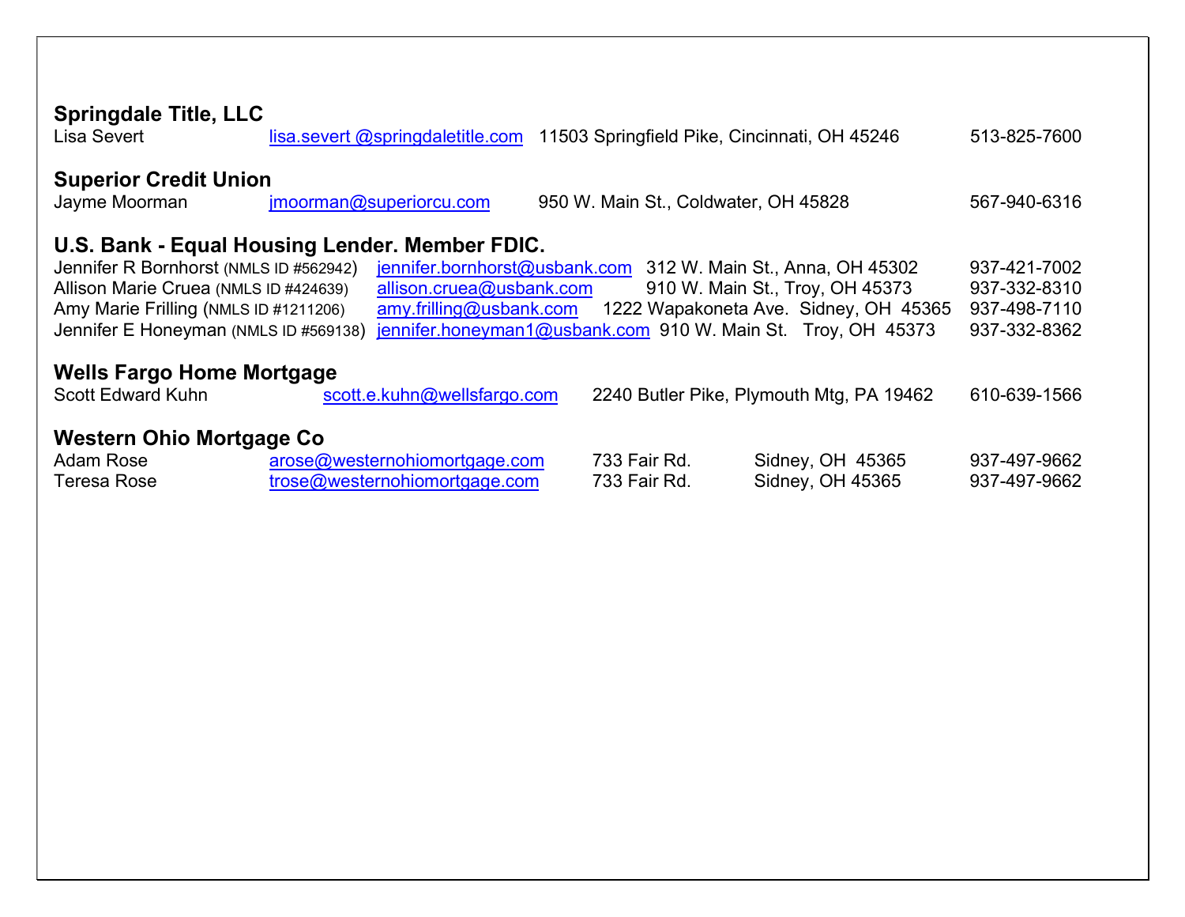**Springdale Title, LLC**

| | | | |
|---|---|---|---|
| Lisa Severt | lisa.severt @springdaletitle.com | 11503 Springfield Pike, Cincinnati, OH 45246 | 513-825-7600 |

**Superior Credit Union**

| | | | |
|---|---|---|---|
| Jayme Moorman | jmoorman@superiorcu.com | 950 W. Main St., Coldwater, OH 45828 | 567-940-6316 |

**U.S. Bank - Equal Housing Lender. Member FDIC.**

| | | | |
|---|---|---|---|
| Jennifer R Bornhorst (NMLS ID #562942) | jennifer.bornhorst@usbank.com | 312 W. Main St., Anna, OH 45302 | 937-421-7002 |
| Allison Marie Cruea (NMLS ID #424639) | allison.cruea@usbank.com | 910 W. Main St., Troy, OH 45373 | 937-332-8310 |
| Amy Marie Frilling (NMLS ID #1211206) | amy.frilling@usbank.com | 1222 Wapakoneta Ave. Sidney, OH 45365 | 937-498-7110 |
| Jennifer E Honeyman (NMLS ID #569138) | jennifer.honeyman1@usbank.com | 910 W. Main St. Troy, OH 45373 | 937-332-8362 |

**Wells Fargo Home Mortgage**

| | | | |
|---|---|---|---|
| Scott Edward Kuhn | scott.e.kuhn@wellsfargo.com | 2240 Butler Pike, Plymouth Mtg, PA 19462 | 610-639-1566 |

**Western Ohio Mortgage Co**

| | | | | |
|---|---|---|---|---|
| Adam Rose | arose@westernohiomortgage.com | 733 Fair Rd. | Sidney, OH 45365 | 937-497-9662 |
| Teresa Rose | trose@westernohiomortgage.com | 733 Fair Rd. | Sidney, OH 45365 | 937-497-9662 |